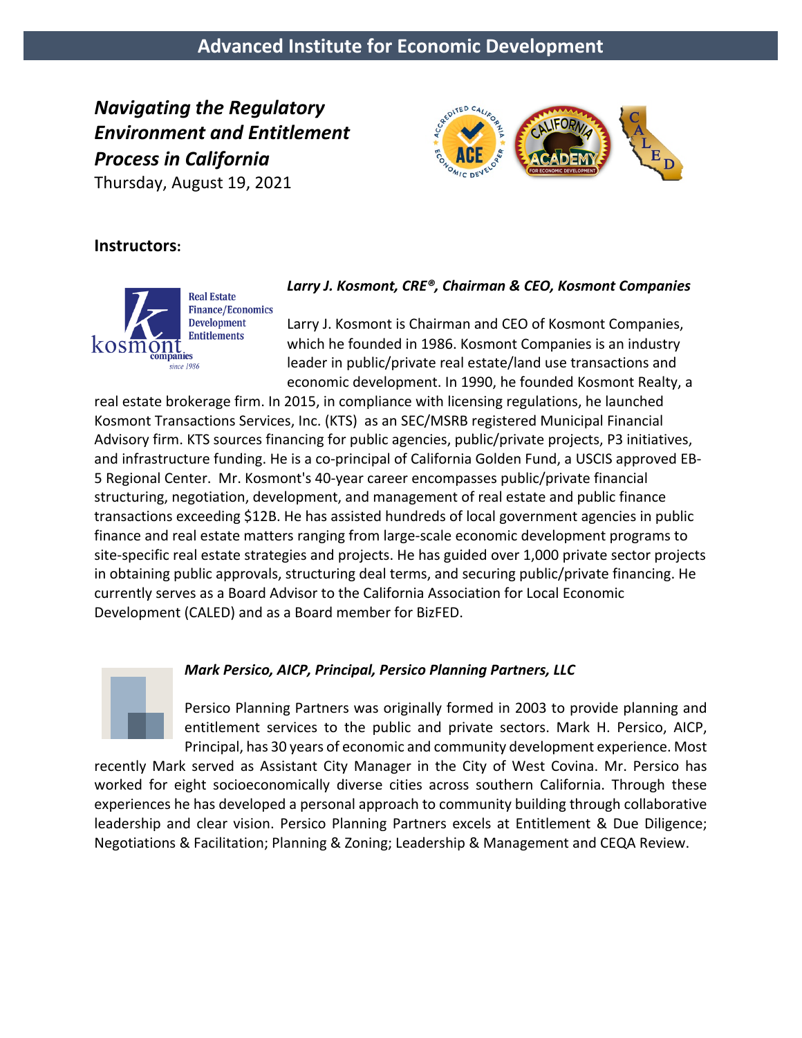# Advanced Institute for Economic Development

***Navigating the Regulatory Environment and Entitlement Process in California***

Thursday, August 19, 2021

## Instructors:

***Larry J. Kosmont, CRE®, Chairman & CEO, Kosmont Companies***

Larry J. Kosmont is Chairman and CEO of Kosmont Companies, which he founded in 1986. Kosmont Companies is an industry leader in public/private real estate/land use transactions and economic development. In 1990, he founded Kosmont Realty, a real estate brokerage firm. In 2015, in compliance with licensing regulations, he launched Kosmont Transactions Services, Inc. (KTS) as an SEC/MSRB registered Municipal Financial Advisory firm. KTS sources financing for public agencies, public/private projects, P3 initiatives, and infrastructure funding. He is a co-principal of California Golden Fund, a USCIS approved EB-5 Regional Center. Mr. Kosmont's 40-year career encompasses public/private financial structuring, negotiation, development, and management of real estate and public finance transactions exceeding $12B. He has assisted hundreds of local government agencies in public finance and real estate matters ranging from large-scale economic development programs to site-specific real estate strategies and projects. He has guided over 1,000 private sector projects in obtaining public approvals, structuring deal terms, and securing public/private financing. He currently serves as a Board Advisor to the California Association for Local Economic Development (CALED) and as a Board member for BizFED.

***Mark Persico, AICP, Principal, Persico Planning Partners, LLC***

Persico Planning Partners was originally formed in 2003 to provide planning and entitlement services to the public and private sectors. Mark H. Persico, AICP, Principal, has 30 years of economic and community development experience. Most recently Mark served as Assistant City Manager in the City of West Covina. Mr. Persico has worked for eight socioeconomically diverse cities across southern California. Through these experiences he has developed a personal approach to community building through collaborative leadership and clear vision. Persico Planning Partners excels at Entitlement & Due Diligence; Negotiations & Facilitation; Planning & Zoning; Leadership & Management and CEQA Review.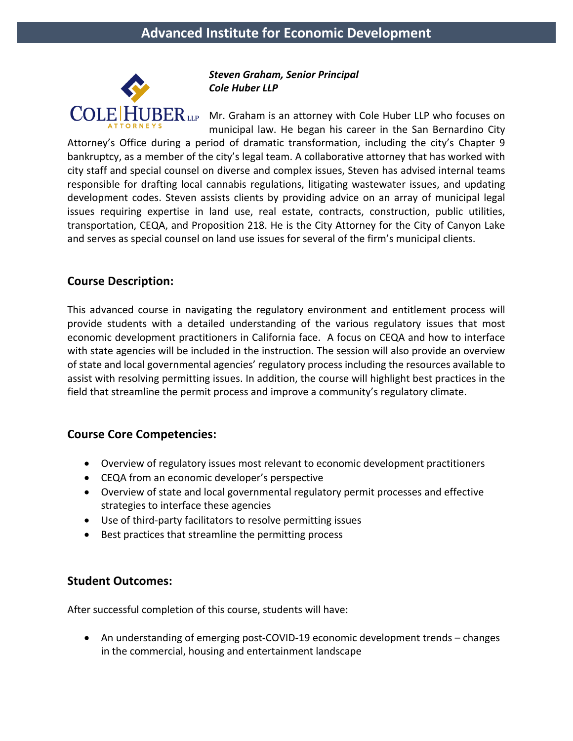# Advanced Institute for Economic Development

***Steven Graham, Senior Principal***
***Cole Huber LLP***

Mr. Graham is an attorney with Cole Huber LLP who focuses on municipal law. He began his career in the San Bernardino City Attorney's Office during a period of dramatic transformation, including the city's Chapter 9 bankruptcy, as a member of the city's legal team. A collaborative attorney that has worked with city staff and special counsel on diverse and complex issues, Steven has advised internal teams responsible for drafting local cannabis regulations, litigating wastewater issues, and updating development codes. Steven assists clients by providing advice on an array of municipal legal issues requiring expertise in land use, real estate, contracts, construction, public utilities, transportation, CEQA, and Proposition 218. He is the City Attorney for the City of Canyon Lake and serves as special counsel on land use issues for several of the firm's municipal clients.

## Course Description:

This advanced course in navigating the regulatory environment and entitlement process will provide students with a detailed understanding of the various regulatory issues that most economic development practitioners in California face. A focus on CEQA and how to interface with state agencies will be included in the instruction. The session will also provide an overview of state and local governmental agencies' regulatory process including the resources available to assist with resolving permitting issues. In addition, the course will highlight best practices in the field that streamline the permit process and improve a community's regulatory climate.

## Course Core Competencies:

- Overview of regulatory issues most relevant to economic development practitioners
- CEQA from an economic developer's perspective
- Overview of state and local governmental regulatory permit processes and effective strategies to interface these agencies
- Use of third-party facilitators to resolve permitting issues
- Best practices that streamline the permitting process

## Student Outcomes:

After successful completion of this course, students will have:

- An understanding of emerging post-COVID-19 economic development trends – changes in the commercial, housing and entertainment landscape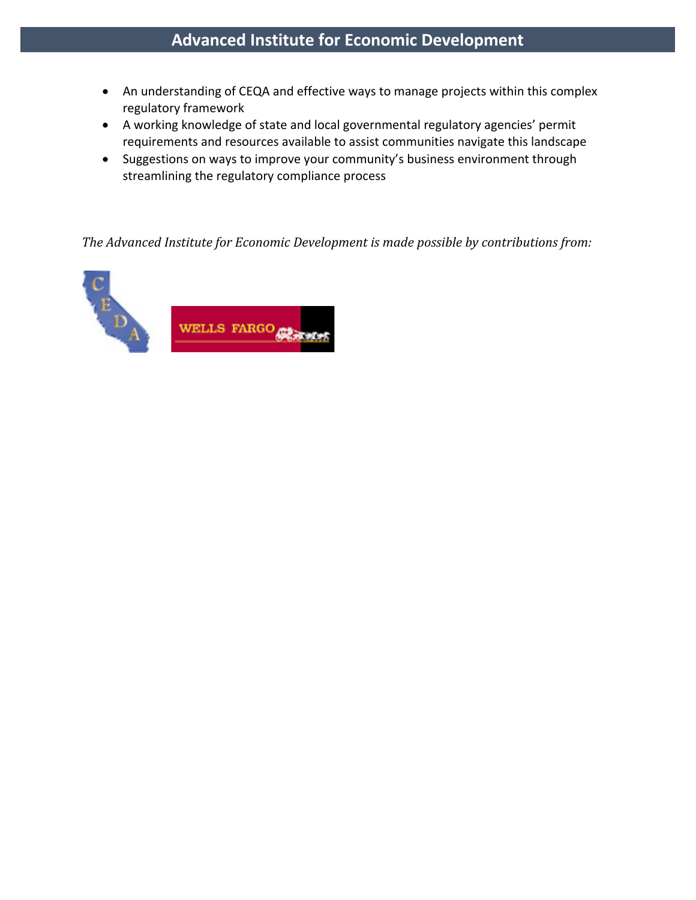# Advanced Institute for Economic Development

- An understanding of CEQA and effective ways to manage projects within this complex regulatory framework
- A working knowledge of state and local governmental regulatory agencies' permit requirements and resources available to assist communities navigate this landscape
- Suggestions on ways to improve your community's business environment through streamlining the regulatory compliance process

*The Advanced Institute for Economic Development is made possible by contributions from:*